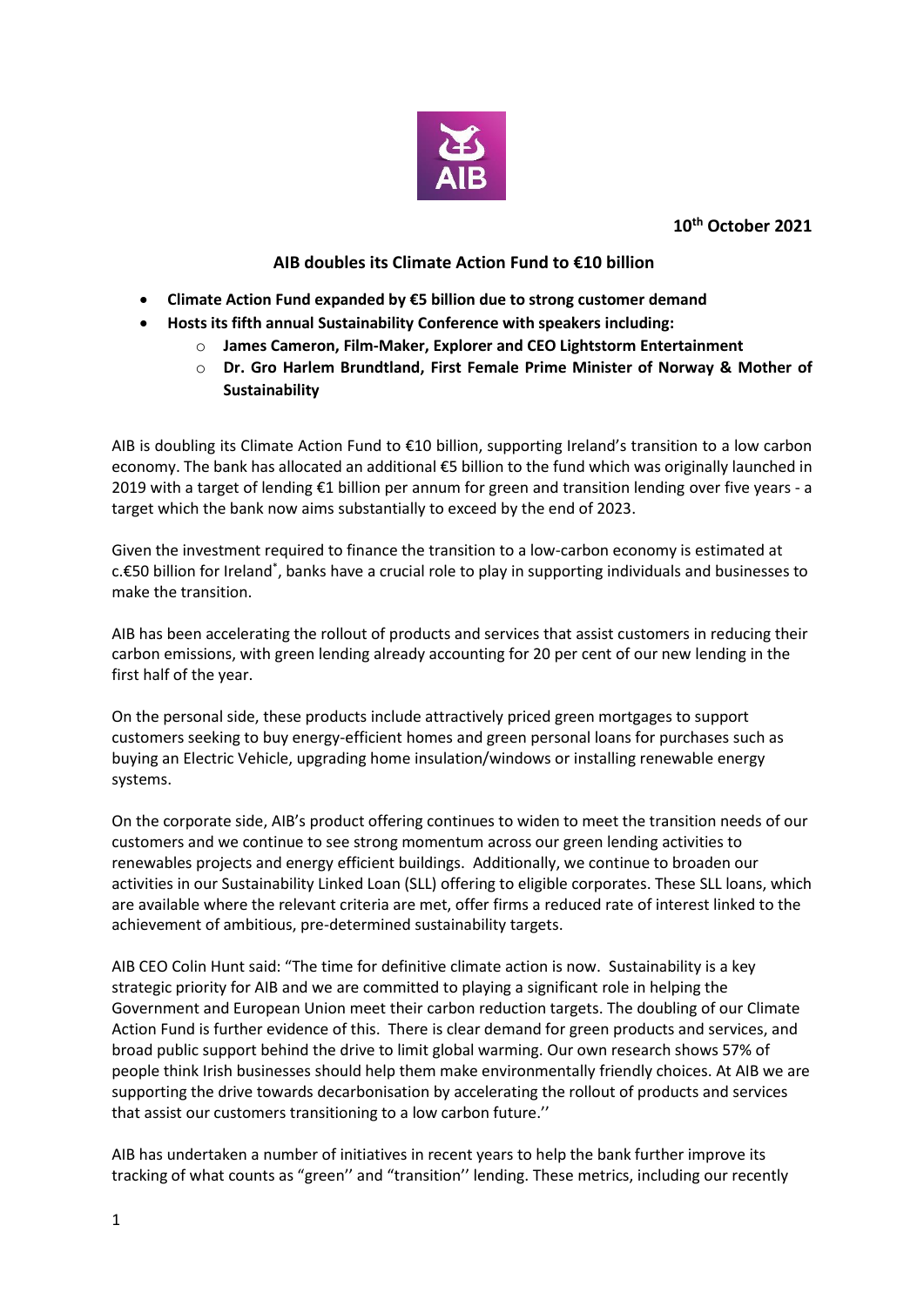**10th October 2021**

# AIB doubles its Climate Action Fund to €10 billion

- **Climate Action Fund expanded by €5 billion due to strong customer demand**
- **Hosts its fifth annual Sustainability Conference with speakers including:**
  - **James Cameron, Film-Maker, Explorer and CEO Lightstorm Entertainment**
  - **Dr. Gro Harlem Brundtland, First Female Prime Minister of Norway & Mother of Sustainability**

AIB is doubling its Climate Action Fund to €10 billion, supporting Ireland's transition to a low carbon economy. The bank has allocated an additional €5 billion to the fund which was originally launched in 2019 with a target of lending €1 billion per annum for green and transition lending over five years - a target which the bank now aims substantially to exceed by the end of 2023.

Given the investment required to finance the transition to a low-carbon economy is estimated at c.€50 billion for Ireland*, banks have a crucial role to play in supporting individuals and businesses to make the transition.

AIB has been accelerating the rollout of products and services that assist customers in reducing their carbon emissions, with green lending already accounting for 20 per cent of our new lending in the first half of the year.

On the personal side, these products include attractively priced green mortgages to support customers seeking to buy energy-efficient homes and green personal loans for purchases such as buying an Electric Vehicle, upgrading home insulation/windows or installing renewable energy systems.

On the corporate side, AIB's product offering continues to widen to meet the transition needs of our customers and we continue to see strong momentum across our green lending activities to renewables projects and energy efficient buildings. Additionally, we continue to broaden our activities in our Sustainability Linked Loan (SLL) offering to eligible corporates. These SLL loans, which are available where the relevant criteria are met, offer firms a reduced rate of interest linked to the achievement of ambitious, pre-determined sustainability targets.

AIB CEO Colin Hunt said: "The time for definitive climate action is now. Sustainability is a key strategic priority for AIB and we are committed to playing a significant role in helping the Government and European Union meet their carbon reduction targets. The doubling of our Climate Action Fund is further evidence of this. There is clear demand for green products and services, and broad public support behind the drive to limit global warming. Our own research shows 57% of people think Irish businesses should help them make environmentally friendly choices. At AIB we are supporting the drive towards decarbonisation by accelerating the rollout of products and services that assist our customers transitioning to a low carbon future.''

AIB has undertaken a number of initiatives in recent years to help the bank further improve its tracking of what counts as "green'' and "transition'' lending. These metrics, including our recently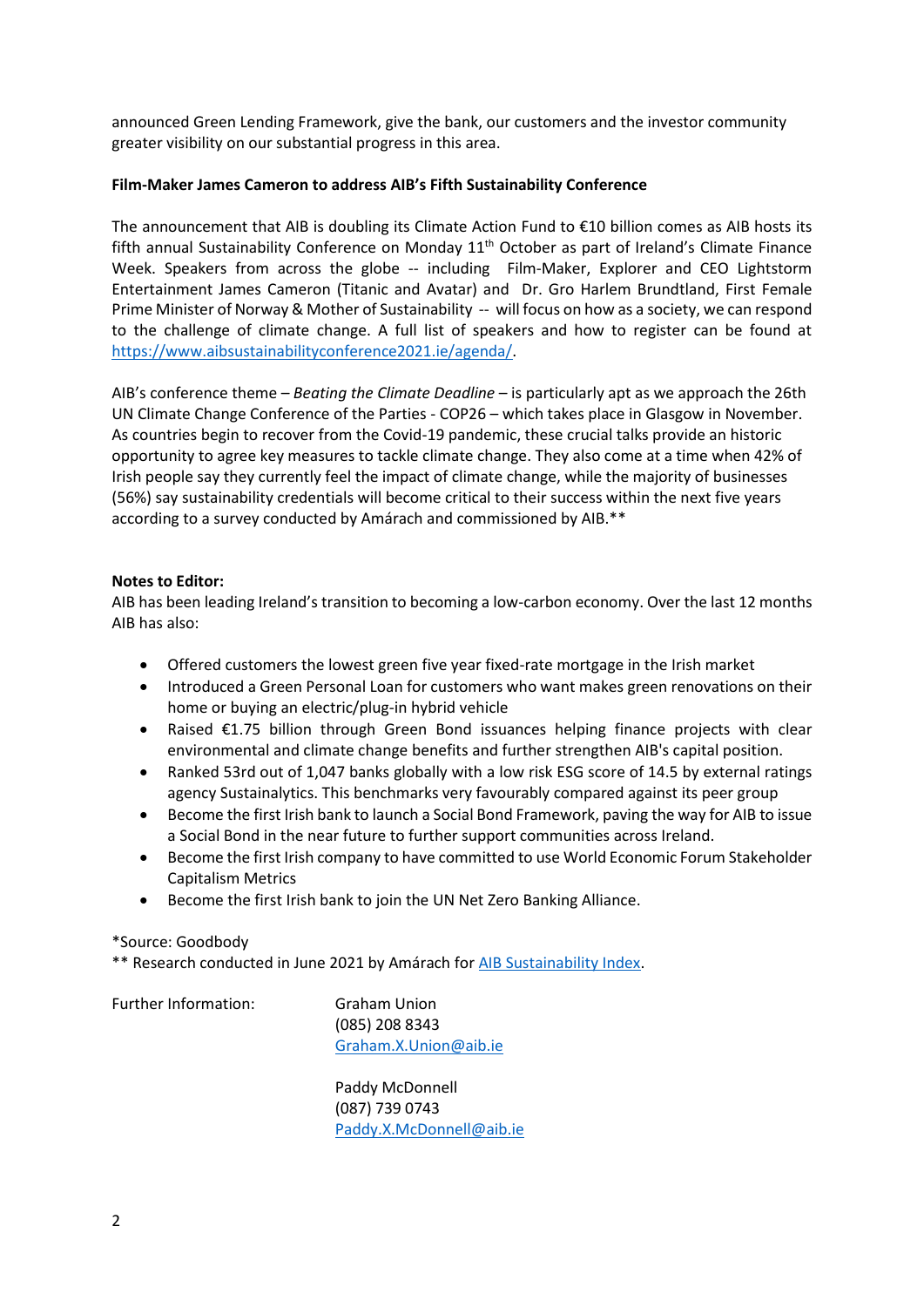announced Green Lending Framework, give the bank, our customers and the investor community greater visibility on our substantial progress in this area.

**Film-Maker James Cameron to address AIB's Fifth Sustainability Conference**

The announcement that AIB is doubling its Climate Action Fund to €10 billion comes as AIB hosts its fifth annual Sustainability Conference on Monday 11th October as part of Ireland's Climate Finance Week. Speakers from across the globe -- including Film-Maker, Explorer and CEO Lightstorm Entertainment James Cameron (Titanic and Avatar) and Dr. Gro Harlem Brundtland, First Female Prime Minister of Norway & Mother of Sustainability -- will focus on how as a society, we can respond to the challenge of climate change. A full list of speakers and how to register can be found at [https://www.aibsustainabilityconference2021.ie/agenda/](https://www.aibsustainabilityconference2021.ie/agenda/).

AIB's conference theme – *Beating the Climate Deadline* – is particularly apt as we approach the 26th UN Climate Change Conference of the Parties - COP26 – which takes place in Glasgow in November. As countries begin to recover from the Covid-19 pandemic, these crucial talks provide an historic opportunity to agree key measures to tackle climate change. They also come at a time when 42% of Irish people say they currently feel the impact of climate change, while the majority of businesses (56%) say sustainability credentials will become critical to their success within the next five years according to a survey conducted by Amárach and commissioned by AIB.**

**Notes to Editor:**

AIB has been leading Ireland's transition to becoming a low-carbon economy. Over the last 12 months AIB has also:

- Offered customers the lowest green five year fixed-rate mortgage in the Irish market
- Introduced a Green Personal Loan for customers who want makes green renovations on their home or buying an electric/plug-in hybrid vehicle
- Raised €1.75 billion through Green Bond issuances helping finance projects with clear environmental and climate change benefits and further strengthen AIB's capital position.
- Ranked 53rd out of 1,047 banks globally with a low risk ESG score of 14.5 by external ratings agency Sustainalytics. This benchmarks very favourably compared against its peer group
- Become the first Irish bank to launch a Social Bond Framework, paving the way for AIB to issue a Social Bond in the near future to further support communities across Ireland.
- Become the first Irish company to have committed to use World Economic Forum Stakeholder Capitalism Metrics
- Become the first Irish bank to join the UN Net Zero Banking Alliance.

*Source: Goodbody

** Research conducted in June 2021 by Amárach for [AIB Sustainability Index](AIB Sustainability Index).

Further Information:

Graham Union
(085) 208 8343
[Graham.X.Union@aib.ie](mailto:Graham.X.Union@aib.ie)

Paddy McDonnell
(087) 739 0743
[Paddy.X.McDonnell@aib.ie](mailto:Paddy.X.McDonnell@aib.ie)